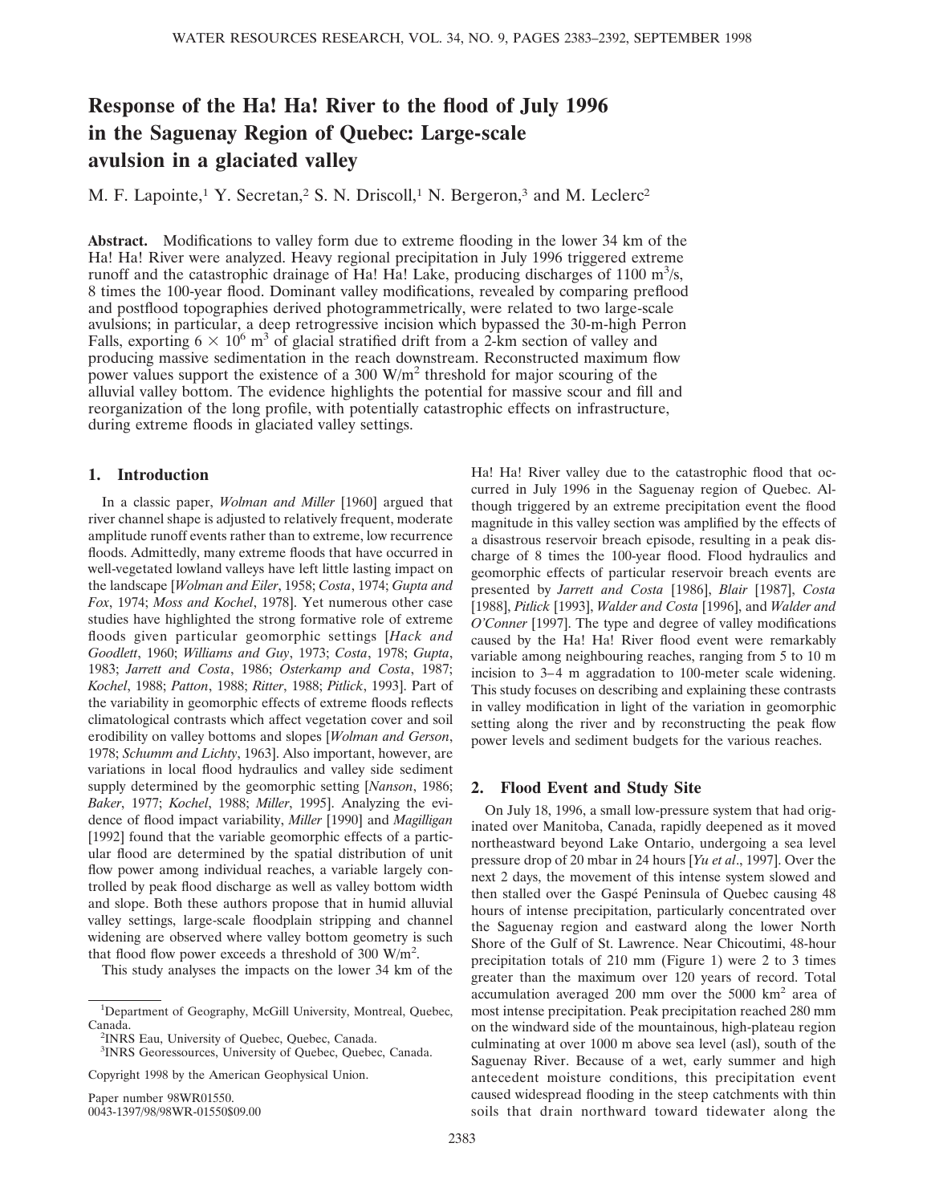# Response of the Ha! Ha! River to the flood of July 1996 in the Saguenay Region of Quebec: Large-scale avulsion in a glaciated valley

M. F. Lapointe,[1] Y. Secretan,[2] S. N. Driscoll,[1] N. Bergeron,[3] and M. Leclerc[2]

**Abstract.** Modifications to valley form due to extreme flooding in the lower 34 km of the Ha! Ha! River were analyzed. Heavy regional precipitation in July 1996 triggered extreme runoff and the catastrophic drainage of Ha! Ha! Lake, producing discharges of 1100 $m^3/s$, 8 times the 100-year flood. Dominant valley modifications, revealed by comparing preflood and postflood topographies derived photogrammetrically, were related to two large-scale avulsions; in particular, a deep retrogressive incision which bypassed the 30-m-high Perron Falls, exporting $6 \times 10^6$ $m^3$ of glacial stratified drift from a 2-km section of valley and producing massive sedimentation in the reach downstream. Reconstructed maximum flow power values support the existence of a 300 $W/m^2$ threshold for major scouring of the alluvial valley bottom. The evidence highlights the potential for massive scour and fill and reorganization of the long profile, with potentially catastrophic effects on infrastructure, during extreme floods in glaciated valley settings.

## 1. Introduction

In a classic paper, *Wolman and Miller* [1960] argued that river channel shape is adjusted to relatively frequent, moderate amplitude runoff events rather than to extreme, low recurrence floods. Admittedly, many extreme floods that have occurred in well-vegetated lowland valleys have left little lasting impact on the landscape [*Wolman and Eiler*, 1958; *Costa*, 1974; *Gupta and Fox*, 1974; *Moss and Kochel*, 1978]. Yet numerous other case studies have highlighted the strong formative role of extreme floods given particular geomorphic settings [*Hack and Goodlett*, 1960; *Williams and Guy*, 1973; *Costa*, 1978; *Gupta*, 1983; *Jarrett and Costa*, 1986; *Osterkamp and Costa*, 1987; *Kochel*, 1988; *Patton*, 1988; *Ritter*, 1988; *Pitlick*, 1993]. Part of the variability in geomorphic effects of extreme floods reflects climatological contrasts which affect vegetation cover and soil erodibility on valley bottoms and slopes [*Wolman and Gerson*, 1978; *Schumm and Lichty*, 1963]. Also important, however, are variations in local flood hydraulics and valley side sediment supply determined by the geomorphic setting [*Nanson*, 1986; *Baker*, 1977; *Kochel*, 1988; *Miller*, 1995]. Analyzing the evidence of flood impact variability, *Miller* [1990] and *Magilligan* [1992] found that the variable geomorphic effects of a particular flood are determined by the spatial distribution of unit flow power among individual reaches, a variable largely controlled by peak flood discharge as well as valley bottom width and slope. Both these authors propose that in humid alluvial valley settings, large-scale floodplain stripping and channel widening are observed where valley bottom geometry is such that flood flow power exceeds a threshold of 300 $W/m^2$.

This study analyses the impacts on the lower 34 km of the Ha! Ha! River valley due to the catastrophic flood that occurred in July 1996 in the Saguenay region of Quebec. Although triggered by an extreme precipitation event the flood magnitude in this valley section was amplified by the effects of a disastrous reservoir breach episode, resulting in a peak discharge of 8 times the 100-year flood. Flood hydraulics and geomorphic effects of particular reservoir breach events are presented by *Jarrett and Costa* [1986], *Blair* [1987], *Costa* [1988], *Pitlick* [1993], *Walder and Costa* [1996], and *Walder and O'Conner* [1997]. The type and degree of valley modifications caused by the Ha! Ha! River flood event were remarkably variable among neighbouring reaches, ranging from 5 to 10 m incision to 3–4 m aggradation to 100-meter scale widening. This study focuses on describing and explaining these contrasts in valley modification in light of the variation in geomorphic setting along the river and by reconstructing the peak flow power levels and sediment budgets for the various reaches.

## 2. Flood Event and Study Site

On July 18, 1996, a small low-pressure system that had originated over Manitoba, Canada, rapidly deepened as it moved northeastward beyond Lake Ontario, undergoing a sea level pressure drop of 20 mbar in 24 hours [*Yu et al.*, 1997]. Over the next 2 days, the movement of this intense system slowed and then stalled over the Gaspé Peninsula of Quebec causing 48 hours of intense precipitation, particularly concentrated over the Saguenay region and eastward along the lower North Shore of the Gulf of St. Lawrence. Near Chicoutimi, 48-hour precipitation totals of 210 mm (Figure 1) were 2 to 3 times greater than the maximum over 120 years of record. Total accumulation averaged 200 mm over the 5000 $km^2$ area of most intense precipitation. Peak precipitation reached 280 mm on the windward side of the mountainous, high-plateau region culminating at over 1000 m above sea level (asl), south of the Saguenay River. Because of a wet, early summer and high antecedent moisture conditions, this precipitation event caused widespread flooding in the steep catchments with thin soils that drain northward toward tidewater along the

[1]Department of Geography, McGill University, Montreal, Quebec, Canada.

[2]INRS Eau, University of Quebec, Quebec, Canada.

[3]INRS Georessources, University of Quebec, Quebec, Canada.

Copyright 1998 by the American Geophysical Union.

Paper number 98WR01550.
0043-1397/98/98WR-01550$09.00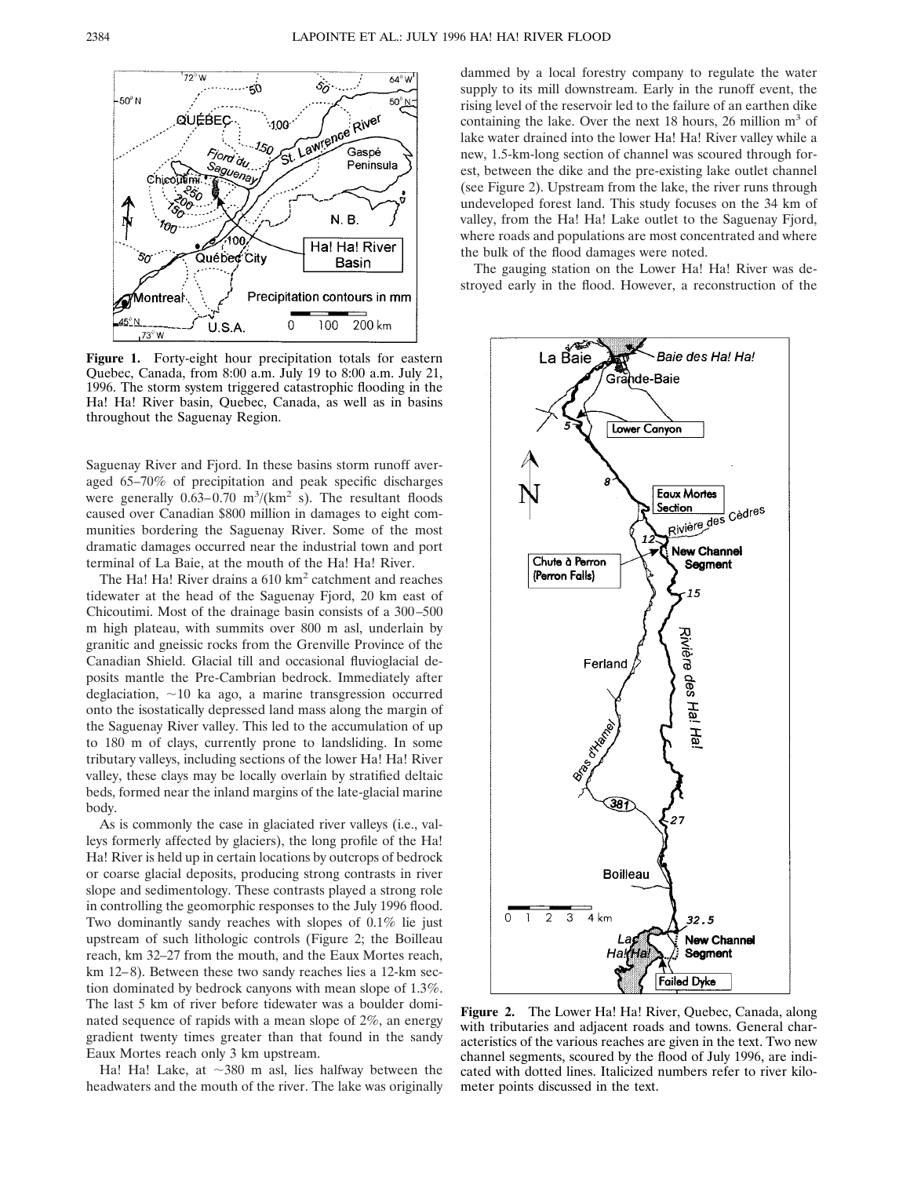Figure 1. Forty-eight hour precipitation totals for eastern Quebec, Canada, from 8:00 a.m. July 19 to 8:00 a.m. July 21, 1996. The storm system triggered catastrophic flooding in the Ha! Ha! River basin, Quebec, Canada, as well as in basins throughout the Saguenay Region.

Saguenay River and Fjord. In these basins storm runoff averaged 65–70% of precipitation and peak specific discharges were generally 0.63–0.70 $m^3/(km^2\ s)$. The resultant floods caused over Canadian $800 million in damages to eight communities bordering the Saguenay River. Some of the most dramatic damages occurred near the industrial town and port terminal of La Baie, at the mouth of the Ha! Ha! River.

The Ha! Ha! River drains a 610 $km^2$ catchment and reaches tidewater at the head of the Saguenay Fjord, 20 km east of Chicoutimi. Most of the drainage basin consists of a 300–500 m high plateau, with summits over 800 m asl, underlain by granitic and gneissic rocks from the Grenville Province of the Canadian Shield. Glacial till and occasional fluvioglacial deposits mantle the Pre-Cambrian bedrock. Immediately after deglaciation, ~10 ka ago, a marine transgression occurred onto the isostatically depressed land mass along the margin of the Saguenay River valley. This led to the accumulation of up to 180 m of clays, currently prone to landsliding. In some tributary valleys, including sections of the lower Ha! Ha! River valley, these clays may be locally overlain by stratified deltaic beds, formed near the inland margins of the late-glacial marine body.

As is commonly the case in glaciated river valleys (i.e., valleys formerly affected by glaciers), the long profile of the Ha! Ha! River is held up in certain locations by outcrops of bedrock or coarse glacial deposits, producing strong contrasts in river slope and sedimentology. These contrasts played a strong role in controlling the geomorphic responses to the July 1996 flood. Two dominantly sandy reaches with slopes of 0.1% lie just upstream of such lithologic controls (Figure 2; the Boilleau reach, km 32–27 from the mouth, and the Eaux Mortes reach, km 12–8). Between these two sandy reaches lies a 12-km section dominated by bedrock canyons with mean slope of 1.3%. The last 5 km of river before tidewater was a boulder dominated sequence of rapids with a mean slope of 2%, an energy gradient twenty times greater than that found in the sandy Eaux Mortes reach only 3 km upstream.

Ha! Ha! Lake, at ~380 m asl, lies halfway between the headwaters and the mouth of the river. The lake was originally dammed by a local forestry company to regulate the water supply to its mill downstream. Early in the runoff event, the rising level of the reservoir led to the failure of an earthen dike containing the lake. Over the next 18 hours, 26 million $m^3$ of lake water drained into the lower Ha! Ha! River valley while a new, 1.5-km-long section of channel was scoured through forest, between the dike and the pre-existing lake outlet channel (see Figure 2). Upstream from the lake, the river runs through undeveloped forest land. This study focuses on the 34 km of valley, from the Ha! Ha! Lake outlet to the Saguenay Fjord, where roads and populations are most concentrated and where the bulk of the flood damages were noted.

The gauging station on the Lower Ha! Ha! River was destroyed early in the flood. However, a reconstruction of the

Figure 2. The Lower Ha! Ha! River, Quebec, Canada, along with tributaries and adjacent roads and towns. General characteristics of the various reaches are given in the text. Two new channel segments, scoured by the flood of July 1996, are indicated with dotted lines. Italicized numbers refer to river kilometer points discussed in the text.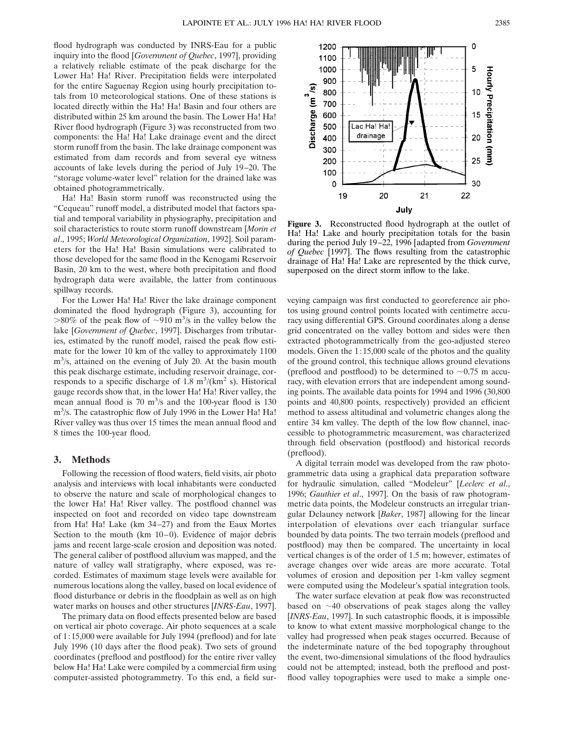flood hydrograph was conducted by INRS-Eau for a public inquiry into the flood [*Government of Quebec*, 1997], providing a relatively reliable estimate of the peak discharge for the Lower Ha! Ha! River. Precipitation fields were interpolated for the entire Saguenay Region using hourly precipitation totals from 10 meteorological stations. One of these stations is located directly within the Ha! Ha! Basin and four others are distributed within 25 km around the basin. The Lower Ha! Ha! River flood hydrograph (Figure 3) was reconstructed from two components: the Ha! Ha! Lake drainage event and the direct storm runoff from the basin. The lake drainage component was estimated from dam records and from several eye witness accounts of lake levels during the period of July 19–20. The "storage volume-water level" relation for the drained lake was obtained photogrammetrically.

Ha! Ha! Basin storm runoff was reconstructed using the "Cequeau" runoff model, a distributed model that factors spatial and temporal variability in physiography, precipitation and soil characteristics to route storm runoff downstream [*Morin et al*., 1995; *World Meteorological Organization*, 1992]. Soil parameters for the Ha! Ha! Basin simulations were calibrated to those developed for the same flood in the Kenogami Reservoir Basin, 20 km to the west, where both precipitation and flood hydrograph data were available, the latter from continuous spillway records.

For the Lower Ha! Ha! River the lake drainage component dominated the flood hydrograph (Figure 3), accounting for >80% of the peak flow of ~910 $m^3/s$ in the valley below the lake [*Government of Quebec*, 1997]. Discharges from tributaries, estimated by the runoff model, raised the peak flow estimate for the lower 10 km of the valley to approximately 1100 $m^3/s$, attained on the evening of July 20. At the basin mouth this peak discharge estimate, including reservoir drainage, corresponds to a specific discharge of 1.8 $m^3/(km^2\ s)$. Historical gauge records show that, in the lower Ha! Ha! River valley, the mean annual flood is 70 $m^3/s$ and the 100-year flood is 130 $m^3/s$. The catastrophic flow of July 1996 in the Lower Ha! Ha! River valley was thus over 15 times the mean annual flood and 8 times the 100-year flood.

Figure 3. Reconstructed flood hydrograph at the outlet of Ha! Ha! Lake and hourly precipitation totals for the basin during the period July 19–22, 1996 [adapted from *Government of Quebec* [1997]. The flows resulting from the catastrophic drainage of Ha! Ha! Lake are represented by the thick curve, superposed on the direct storm inflow to the lake.

## 3. Methods

Following the recession of flood waters, field visits, air photo analysis and interviews with local inhabitants were conducted to observe the nature and scale of morphological changes to the lower Ha! Ha! River valley. The postflood channel was inspected on foot and recorded on video tape downstream from Ha! Ha! Lake (km 34–27) and from the Eaux Mortes Section to the mouth (km 10–0). Evidence of major debris jams and recent large-scale erosion and deposition was noted. The general caliber of postflood alluvium was mapped, and the nature of valley wall stratigraphy, where exposed, was recorded. Estimates of maximum stage levels were available for numerous locations along the valley, based on local evidence of flood disturbance or debris in the floodplain as well as on high water marks on houses and other structures [*INRS-Eau*, 1997].

The primary data on flood effects presented below are based on vertical air photo coverage. Air photo sequences at a scale of 1:15,000 were available for July 1994 (preflood) and for late July 1996 (10 days after the flood peak). Two sets of ground coordinates (preflood and postflood) for the entire river valley below Ha! Ha! Lake were compiled by a commercial firm using computer-assisted photogrammetry. To this end, a field surveying campaign was first conducted to georeference air photos using ground control points located with centimetre accuracy using differential GPS. Ground coordinates along a dense grid concentrated on the valley bottom and sides were then extracted photogrammetrically from the geo-adjusted stereo models. Given the 1:15,000 scale of the photos and the quality of the ground control, this technique allows ground elevations (preflood and postflood) to be determined to ~0.75 m accuracy, with elevation errors that are independent among sounding points. The available data points for 1994 and 1996 (30,800 points and 40,800 points, respectively) provided an efficient method to assess altitudinal and volumetric changes along the entire 34 km valley. The depth of the low flow channel, inaccessible to photogrammetric measurement, was characterized through field observation (postflood) and historical records (preflood).

A digital terrain model was developed from the raw photogrammetric data using a graphical data preparation software for hydraulic simulation, called "Modeleur" [*Leclerc et al*., 1996; *Gauthier et al*., 1997]. On the basis of raw photogrammetric data points, the Modeleur constructs an irregular triangular Delauney network [*Baker*, 1987] allowing for the linear interpolation of elevations over each triangular surface bounded by data points. The two terrain models (preflood and postflood) may then be compared. The uncertainty in local vertical changes is of the order of 1.5 m; however, estimates of average changes over wide areas are more accurate. Total volumes of erosion and deposition per 1-km valley segment were computed using the Modeleur's spatial integration tools.

The water surface elevation at peak flow was reconstructed based on ~40 observations of peak stages along the valley [*INRS-Eau*, 1997]. In such catastrophic floods, it is impossible to know to what extent massive morphological change to the valley had progressed when peak stages occurred. Because of the indeterminate nature of the bed topography throughout the event, two-dimensional simulations of the flood hydraulics could not be attempted; instead, both the preflood and postflood valley topographies were used to make a simple one-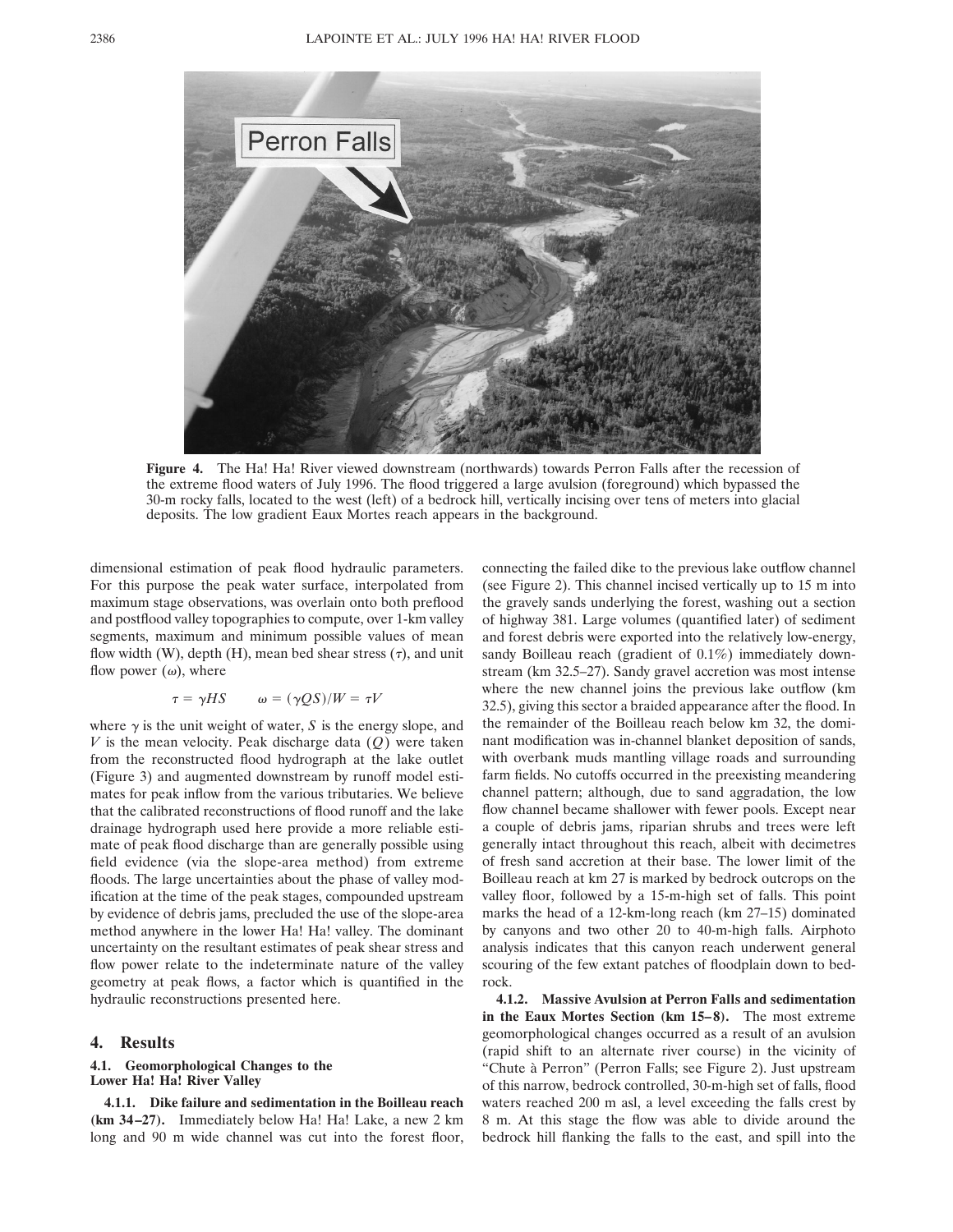**Figure 4.** The Ha! Ha! River viewed downstream (northwards) towards Perron Falls after the recession of the extreme flood waters of July 1996. The flood triggered a large avulsion (foreground) which bypassed the 30-m rocky falls, located to the west (left) of a bedrock hill, vertically incising over tens of meters into glacial deposits. The low gradient Eaux Mortes reach appears in the background.

dimensional estimation of peak flood hydraulic parameters. For this purpose the peak water surface, interpolated from maximum stage observations, was overlain onto both preflood and postflood valley topographies to compute, over 1-km valley segments, maximum and minimum possible values of mean flow width (W), depth (H), mean bed shear stress ($\tau$), and unit flow power ($\omega$), where

$$\tau = \gamma HS \qquad \omega = (\gamma QS)/W = \tau V$$

where $\gamma$ is the unit weight of water, $S$ is the energy slope, and $V$ is the mean velocity. Peak discharge data ($Q$) were taken from the reconstructed flood hydrograph at the lake outlet (Figure 3) and augmented downstream by runoff model estimates for peak inflow from the various tributaries. We believe that the calibrated reconstructions of flood runoff and the lake drainage hydrograph used here provide a more reliable estimate of peak flood discharge than are generally possible using field evidence (via the slope-area method) from extreme floods. The large uncertainties about the phase of valley modification at the time of the peak stages, compounded upstream by evidence of debris jams, precluded the use of the slope-area method anywhere in the lower Ha! Ha! valley. The dominant uncertainty on the resultant estimates of peak shear stress and flow power relate to the indeterminate nature of the valley geometry at peak flows, a factor which is quantified in the hydraulic reconstructions presented here.

## 4. Results

### 4.1. Geomorphological Changes to the Lower Ha! Ha! River Valley

**4.1.1. Dike failure and sedimentation in the Boilleau reach (km 34–27).** Immediately below Ha! Ha! Lake, a new 2 km long and 90 m wide channel was cut into the forest floor, connecting the failed dike to the previous lake outflow channel (see Figure 2). This channel incised vertically up to 15 m into the gravely sands underlying the forest, washing out a section of highway 381. Large volumes (quantified later) of sediment and forest debris were exported into the relatively low-energy, sandy Boilleau reach (gradient of 0.1%) immediately downstream (km 32.5–27). Sandy gravel accretion was most intense where the new channel joins the previous lake outflow (km 32.5), giving this sector a braided appearance after the flood. In the remainder of the Boilleau reach below km 32, the dominant modification was in-channel blanket deposition of sands, with overbank muds mantling village roads and surrounding farm fields. No cutoffs occurred in the preexisting meandering channel pattern; although, due to sand aggradation, the low flow channel became shallower with fewer pools. Except near a couple of debris jams, riparian shrubs and trees were left generally intact throughout this reach, albeit with decimetres of fresh sand accretion at their base. The lower limit of the Boilleau reach at km 27 is marked by bedrock outcrops on the valley floor, followed by a 15-m-high set of falls. This point marks the head of a 12-km-long reach (km 27–15) dominated by canyons and two other 20 to 40-m-high falls. Airphoto analysis indicates that this canyon reach underwent general scouring of the few extant patches of floodplain down to bedrock.

**4.1.2. Massive Avulsion at Perron Falls and sedimentation in the Eaux Mortes Section (km 15–8).** The most extreme geomorphological changes occurred as a result of an avulsion (rapid shift to an alternate river course) in the vicinity of "Chute à Perron" (Perron Falls; see Figure 2). Just upstream of this narrow, bedrock controlled, 30-m-high set of falls, flood waters reached 200 m asl, a level exceeding the falls crest by 8 m. At this stage the flow was able to divide around the bedrock hill flanking the falls to the east, and spill into the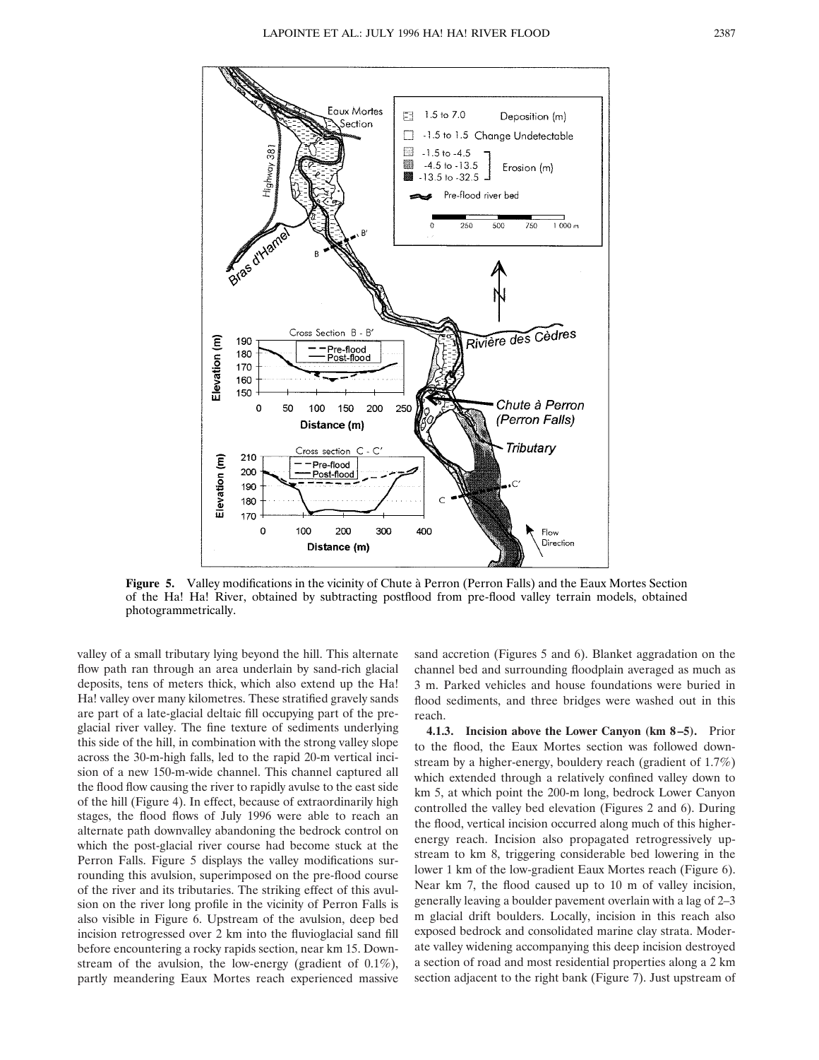**Figure 5.** Valley modifications in the vicinity of Chute à Perron (Perron Falls) and the Eaux Mortes Section of the Ha! Ha! River, obtained by subtracting postflood from pre-flood valley terrain models, obtained photogrammetrically.

valley of a small tributary lying beyond the hill. This alternate flow path ran through an area underlain by sand-rich glacial deposits, tens of meters thick, which also extend up the Ha! Ha! valley over many kilometres. These stratified gravely sands are part of a late-glacial deltaic fill occupying part of the preglacial river valley. The fine texture of sediments underlying this side of the hill, in combination with the strong valley slope across the 30-m-high falls, led to the rapid 20-m vertical incision of a new 150-m-wide channel. This channel captured all the flood flow causing the river to rapidly avulse to the east side of the hill (Figure 4). In effect, because of extraordinarily high stages, the flood flows of July 1996 were able to reach an alternate path downvalley abandoning the bedrock control on which the post-glacial river course had become stuck at the Perron Falls. Figure 5 displays the valley modifications surrounding this avulsion, superimposed on the pre-flood course of the river and its tributaries. The striking effect of this avulsion on the river long profile in the vicinity of Perron Falls is also visible in Figure 6. Upstream of the avulsion, deep bed incision retrogressed over 2 km into the fluvioglacial sand fill before encountering a rocky rapids section, near km 15. Downstream of the avulsion, the low-energy (gradient of 0.1%), partly meandering Eaux Mortes reach experienced massive sand accretion (Figures 5 and 6). Blanket aggradation on the channel bed and surrounding floodplain averaged as much as 3 m. Parked vehicles and house foundations were buried in flood sediments, and three bridges were washed out in this reach.

**4.1.3. Incision above the Lower Canyon (km 8–5).** Prior to the flood, the Eaux Mortes section was followed downstream by a higher-energy, bouldery reach (gradient of 1.7%) which extended through a relatively confined valley down to km 5, at which point the 200-m long, bedrock Lower Canyon controlled the valley bed elevation (Figures 2 and 6). During the flood, vertical incision occurred along much of this higher-energy reach. Incision also propagated retrogressively upstream to km 8, triggering considerable bed lowering in the lower 1 km of the low-gradient Eaux Mortes reach (Figure 6). Near km 7, the flood caused up to 10 m of valley incision, generally leaving a boulder pavement overlain with a lag of 2–3 m glacial drift boulders. Locally, incision in this reach also exposed bedrock and consolidated marine clay strata. Moderate valley widening accompanying this deep incision destroyed a section of road and most residential properties along a 2 km section adjacent to the right bank (Figure 7). Just upstream of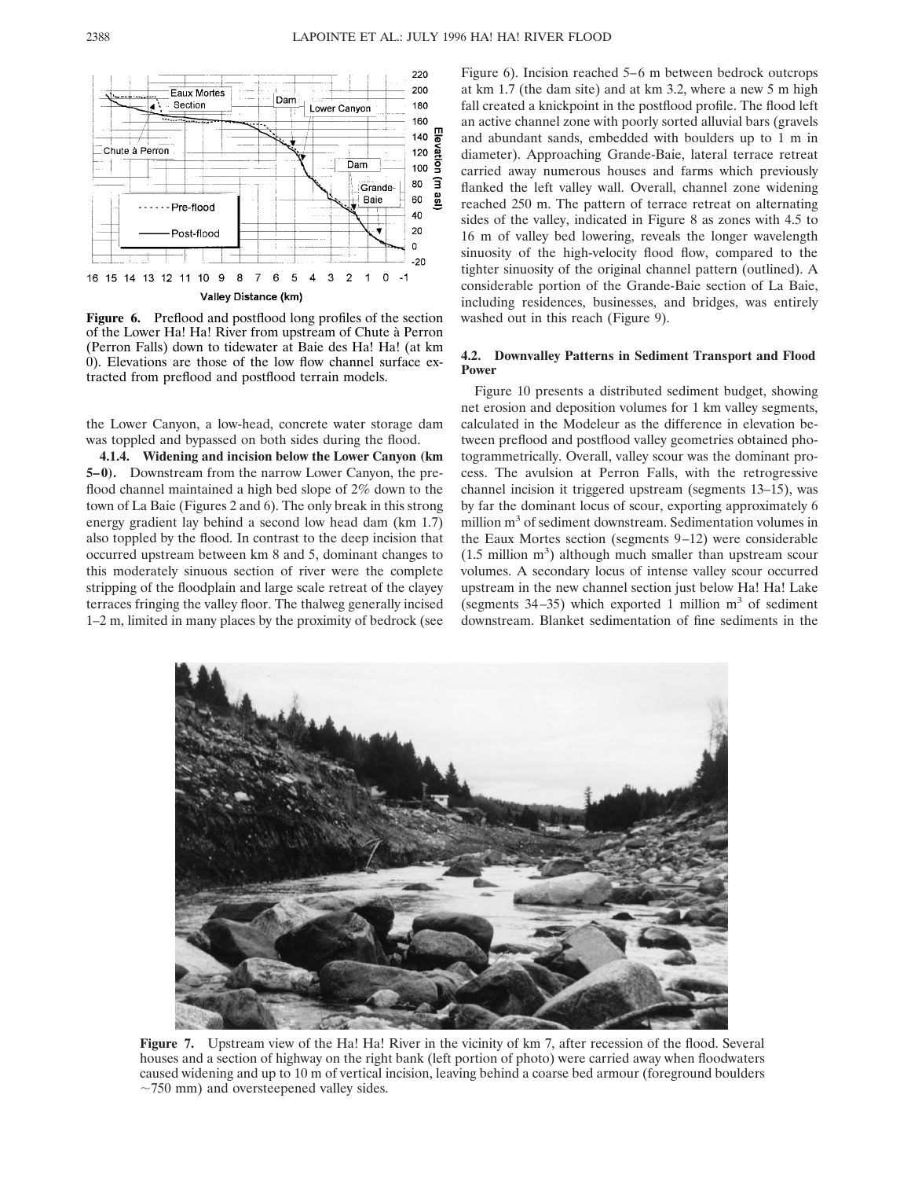**Figure 6.** Preflood and postflood long profiles of the section of the Lower Ha! Ha! River from upstream of Chute à Perron (Perron Falls) down to tidewater at Baie des Ha! Ha! (at km 0). Elevations are those of the low flow channel surface extracted from preflood and postflood terrain models.

the Lower Canyon, a low-head, concrete water storage dam was toppled and bypassed on both sides during the flood.

**4.1.4. Widening and incision below the Lower Canyon (km 5–0).** Downstream from the narrow Lower Canyon, the preflood channel maintained a high bed slope of 2% down to the town of La Baie (Figures 2 and 6). The only break in this strong energy gradient lay behind a second low head dam (km 1.7) also toppled by the flood. In contrast to the deep incision that occurred upstream between km 8 and 5, dominant changes to this moderately sinuous section of river were the complete stripping of the floodplain and large scale retreat of the clayey terraces fringing the valley floor. The thalweg generally incised 1–2 m, limited in many places by the proximity of bedrock (see Figure 6). Incision reached 5–6 m between bedrock outcrops at km 1.7 (the dam site) and at km 3.2, where a new 5 m high fall created a knickpoint in the postflood profile. The flood left an active channel zone with poorly sorted alluvial bars (gravels and abundant sands, embedded with boulders up to 1 m in diameter). Approaching Grande-Baie, lateral terrace retreat carried away numerous houses and farms which previously flanked the left valley wall. Overall, channel zone widening reached 250 m. The pattern of terrace retreat on alternating sides of the valley, indicated in Figure 8 as zones with 4.5 to 16 m of valley bed lowering, reveals the longer wavelength sinuosity of the high-velocity flood flow, compared to the tighter sinuosity of the original channel pattern (outlined). A considerable portion of the Grande-Baie section of La Baie, including residences, businesses, and bridges, was entirely washed out in this reach (Figure 9).

### 4.2. Downvalley Patterns in Sediment Transport and Flood Power

Figure 10 presents a distributed sediment budget, showing net erosion and deposition volumes for 1 km valley segments, calculated in the Modeleur as the difference in elevation between preflood and postflood valley geometries obtained photogrammetrically. Overall, valley scour was the dominant process. The avulsion at Perron Falls, with the retrogressive channel incision it triggered upstream (segments 13–15), was by far the dominant locus of scour, exporting approximately 6 million m$^3$ of sediment downstream. Sedimentation volumes in the Eaux Mortes section (segments 9–12) were considerable (1.5 million m$^3$) although much smaller than upstream scour volumes. A secondary locus of intense valley scour occurred upstream in the new channel section just below Ha! Ha! Lake (segments 34–35) which exported 1 million m$^3$ of sediment downstream. Blanket sedimentation of fine sediments in the

**Figure 7.** Upstream view of the Ha! Ha! River in the vicinity of km 7, after recession of the flood. Several houses and a section of highway on the right bank (left portion of photo) were carried away when floodwaters caused widening and up to 10 m of vertical incision, leaving behind a coarse bed armour (foreground boulders ~750 mm) and oversteepened valley sides.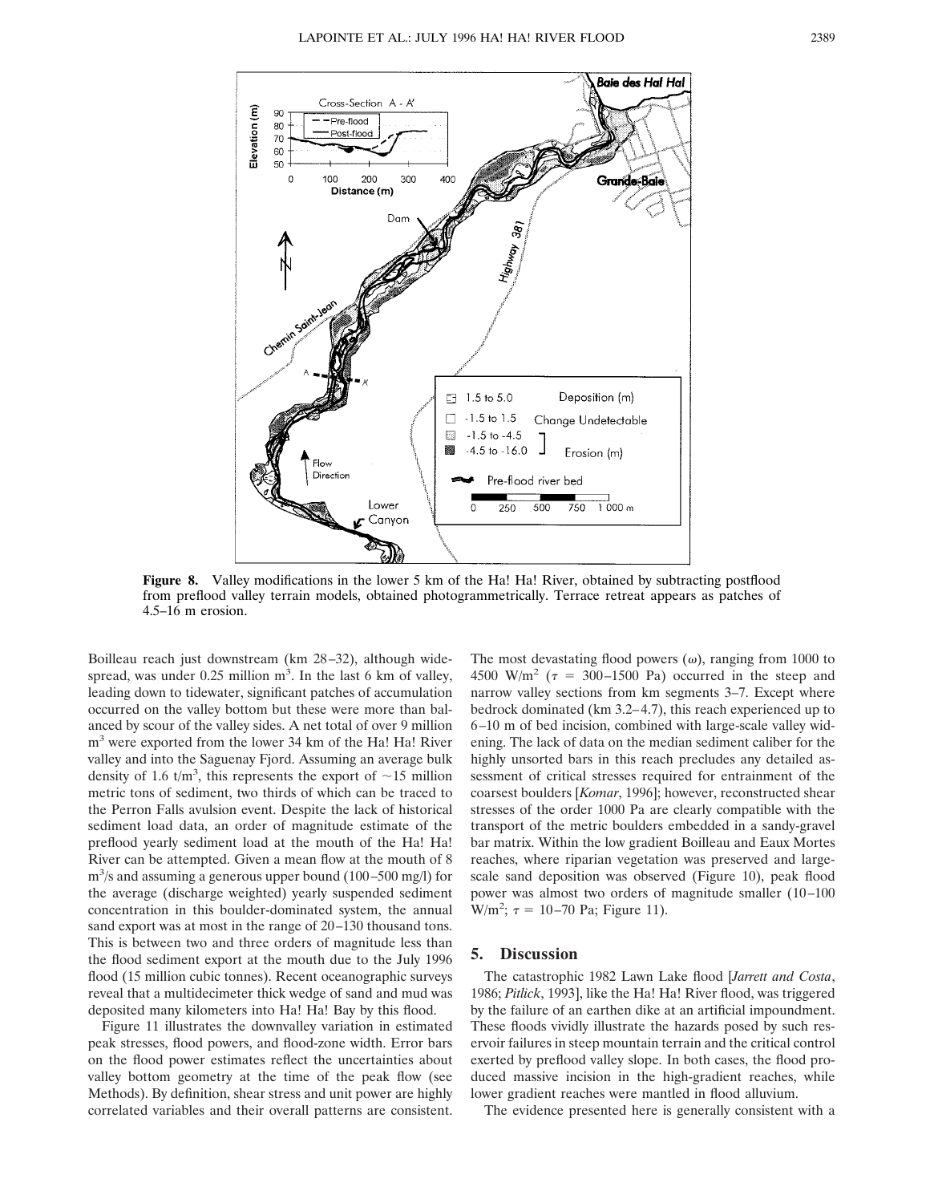**Figure 8.** Valley modifications in the lower 5 km of the Ha! Ha! River, obtained by subtracting postflood from preflood valley terrain models, obtained photogrammetrically. Terrace retreat appears as patches of 4.5–16 m erosion.

Boilleau reach just downstream (km 28–32), although widespread, was under 0.25 million $m^3$. In the last 6 km of valley, leading down to tidewater, significant patches of accumulation occurred on the valley bottom but these were more than balanced by scour of the valley sides. A net total of over 9 million $m^3$ were exported from the lower 34 km of the Ha! Ha! River valley and into the Saguenay Fjord. Assuming an average bulk density of 1.6 t/$m^3$, this represents the export of ~15 million metric tons of sediment, two thirds of which can be traced to the Perron Falls avulsion event. Despite the lack of historical sediment load data, an order of magnitude estimate of the preflood yearly sediment load at the mouth of the Ha! Ha! River can be attempted. Given a mean flow at the mouth of 8 $m^3$/s and assuming a generous upper bound (100–500 mg/l) for the average (discharge weighted) yearly suspended sediment concentration in this boulder-dominated system, the annual sand export was at most in the range of 20–130 thousand tons. This is between two and three orders of magnitude less than the flood sediment export at the mouth due to the July 1996 flood (15 million cubic tonnes). Recent oceanographic surveys reveal that a multidecimeter thick wedge of sand and mud was deposited many kilometers into Ha! Ha! Bay by this flood.

Figure 11 illustrates the downvalley variation in estimated peak stresses, flood powers, and flood-zone width. Error bars on the flood power estimates reflect the uncertainties about valley bottom geometry at the time of the peak flow (see Methods). By definition, shear stress and unit power are highly correlated variables and their overall patterns are consistent. The most devastating flood powers ($\omega$), ranging from 1000 to 4500 W/$m^2$ ($\tau$ = 300–1500 Pa) occurred in the steep and narrow valley sections from km segments 3–7. Except where bedrock dominated (km 3.2–4.7), this reach experienced up to 6–10 m of bed incision, combined with large-scale valley widening. The lack of data on the median sediment caliber for the highly unsorted bars in this reach precludes any detailed assessment of critical stresses required for entrainment of the coarsest boulders [*Komar*, 1996]; however, reconstructed shear stresses of the order 1000 Pa are clearly compatible with the transport of the metric boulders embedded in a sandy-gravel bar matrix. Within the low gradient Boilleau and Eaux Mortes reaches, where riparian vegetation was preserved and large-scale sand deposition was observed (Figure 10), peak flood power was almost two orders of magnitude smaller (10–100 W/$m^2$; $\tau$ = 10–70 Pa; Figure 11).

## 5. Discussion

The catastrophic 1982 Lawn Lake flood [*Jarrett and Costa*, 1986; *Pitlick*, 1993], like the Ha! Ha! River flood, was triggered by the failure of an earthen dike at an artificial impoundment. These floods vividly illustrate the hazards posed by such reservoir failures in steep mountain terrain and the critical control exerted by preflood valley slope. In both cases, the flood produced massive incision in the high-gradient reaches, while lower gradient reaches were mantled in flood alluvium.

The evidence presented here is generally consistent with a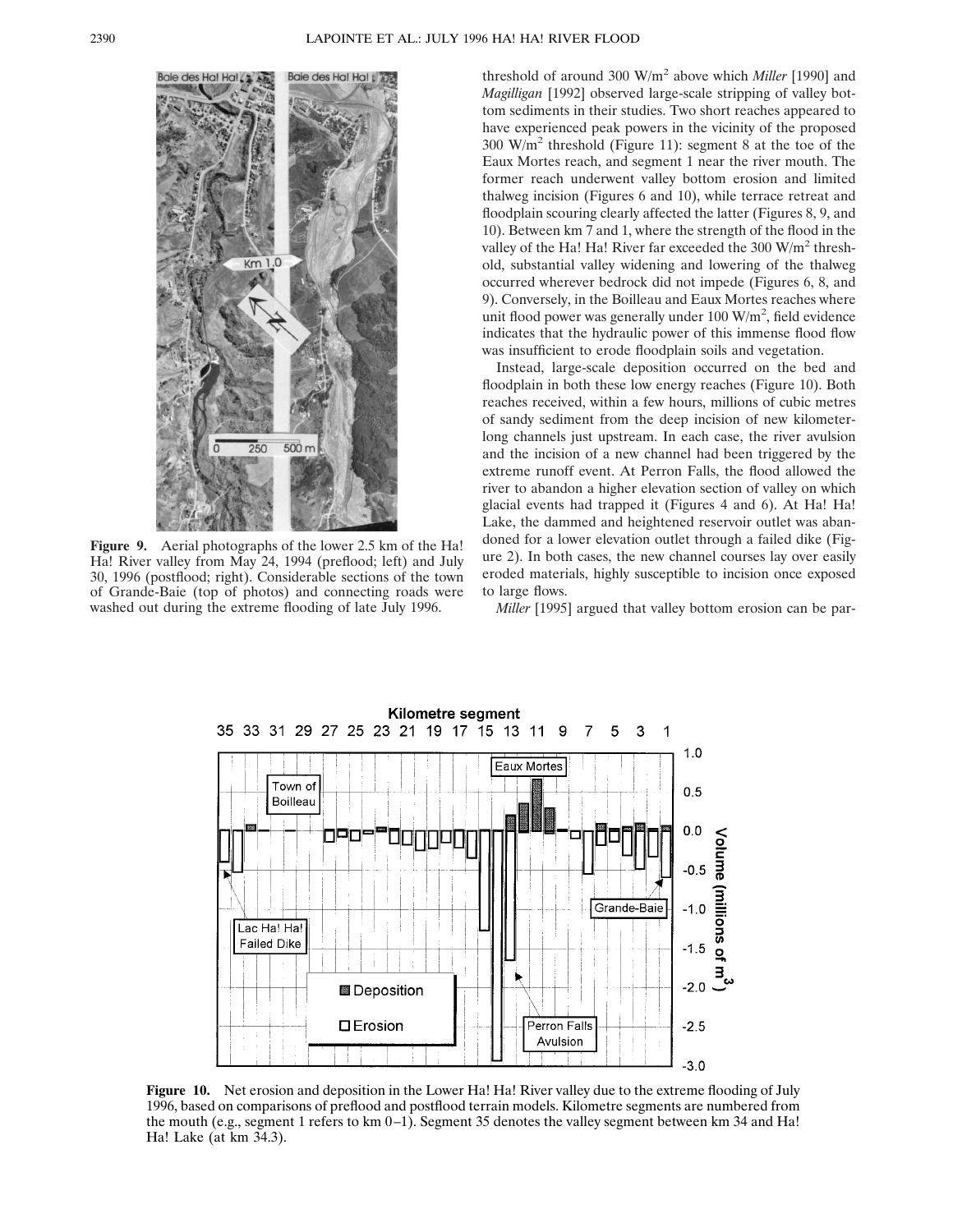**Figure 9.** Aerial photographs of the lower 2.5 km of the Ha! Ha! River valley from May 24, 1994 (preflood; left) and July 30, 1996 (postflood; right). Considerable sections of the town of Grande-Baie (top of photos) and connecting roads were washed out during the extreme flooding of late July 1996.

threshold of around 300 W/m$^2$ above which *Miller* [1990] and *Magilligan* [1992] observed large-scale stripping of valley bottom sediments in their studies. Two short reaches appeared to have experienced peak powers in the vicinity of the proposed 300 W/m$^2$ threshold (Figure 11): segment 8 at the toe of the Eaux Mortes reach, and segment 1 near the river mouth. The former reach underwent valley bottom erosion and limited thalweg incision (Figures 6 and 10), while terrace retreat and floodplain scouring clearly affected the latter (Figures 8, 9, and 10). Between km 7 and 1, where the strength of the flood in the valley of the Ha! Ha! River far exceeded the 300 W/m$^2$ threshold, substantial valley widening and lowering of the thalweg occurred wherever bedrock did not impede (Figures 6, 8, and 9). Conversely, in the Boilleau and Eaux Mortes reaches where unit flood power was generally under 100 W/m$^2$, field evidence indicates that the hydraulic power of this immense flood flow was insufficient to erode floodplain soils and vegetation.

Instead, large-scale deposition occurred on the bed and floodplain in both these low energy reaches (Figure 10). Both reaches received, within a few hours, millions of cubic metres of sandy sediment from the deep incision of new kilometer-long channels just upstream. In each case, the river avulsion and the incision of a new channel had been triggered by the extreme runoff event. At Perron Falls, the flood allowed the river to abandon a higher elevation section of valley on which glacial events had trapped it (Figures 4 and 6). At Ha! Ha! Lake, the dammed and heightened reservoir outlet was abandoned for a lower elevation outlet through a failed dike (Figure 2). In both cases, the new channel courses lay over easily eroded materials, highly susceptible to incision once exposed to large flows.

*Miller* [1995] argued that valley bottom erosion can be par-

**Figure 10.** Net erosion and deposition in the Lower Ha! Ha! River valley due to the extreme flooding of July 1996, based on comparisons of preflood and postflood terrain models. Kilometre segments are numbered from the mouth (e.g., segment 1 refers to km 0–1). Segment 35 denotes the valley segment between km 34 and Ha! Ha! Lake (at km 34.3).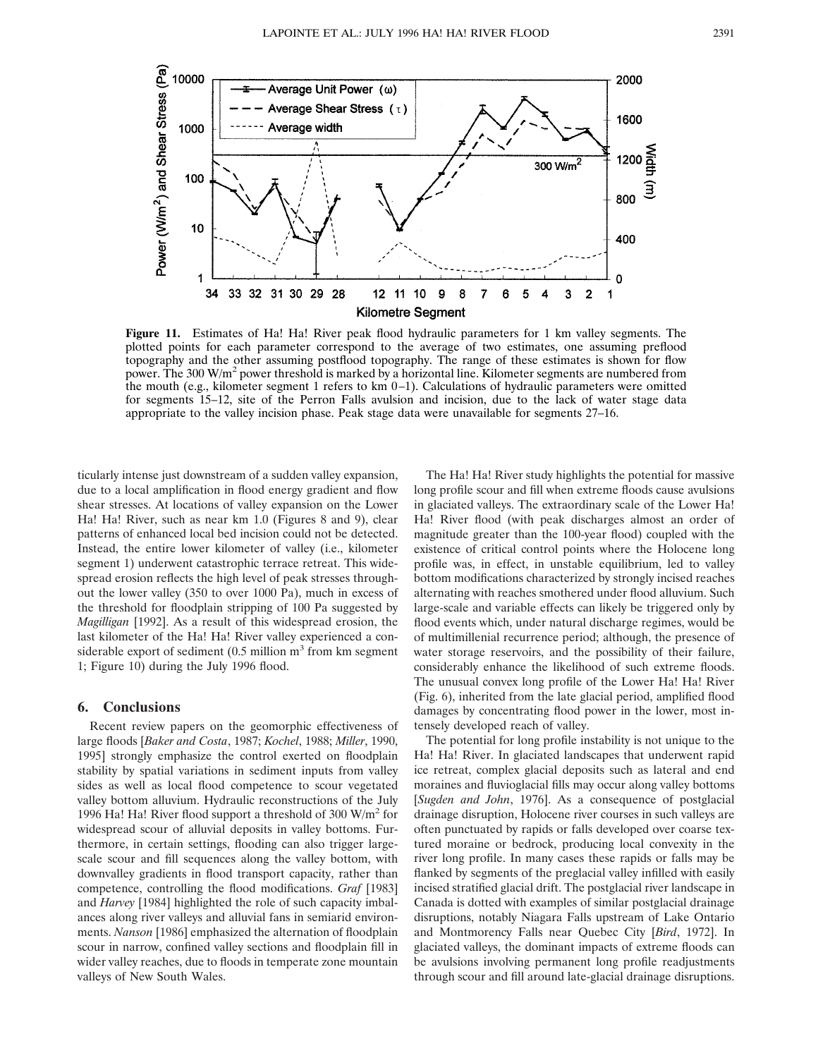Figure 11. Estimates of Ha! Ha! River peak flood hydraulic parameters for 1 km valley segments. The plotted points for each parameter correspond to the average of two estimates, one assuming preflood topography and the other assuming postflood topography. The range of these estimates is shown for flow power. The 300 W/m$^2$ power threshold is marked by a horizontal line. Kilometer segments are numbered from the mouth (e.g., kilometer segment 1 refers to km 0–1). Calculations of hydraulic parameters were omitted for segments 15–12, site of the Perron Falls avulsion and incision, due to the lack of water stage data appropriate to the valley incision phase. Peak stage data were unavailable for segments 27–16.

ticularly intense just downstream of a sudden valley expansion, due to a local amplification in flood energy gradient and flow shear stresses. At locations of valley expansion on the Lower Ha! Ha! River, such as near km 1.0 (Figures 8 and 9), clear patterns of enhanced local bed incision could not be detected. Instead, the entire lower kilometer of valley (i.e., kilometer segment 1) underwent catastrophic terrace retreat. This widespread erosion reflects the high level of peak stresses throughout the lower valley (350 to over 1000 Pa), much in excess of the threshold for floodplain stripping of 100 Pa suggested by *Magilligan* [1992]. As a result of this widespread erosion, the last kilometer of the Ha! Ha! River valley experienced a considerable export of sediment (0.5 million m$^3$ from km segment 1; Figure 10) during the July 1996 flood.

## 6. Conclusions

Recent review papers on the geomorphic effectiveness of large floods [*Baker and Costa*, 1987; *Kochel*, 1988; *Miller*, 1990, 1995] strongly emphasize the control exerted on floodplain stability by spatial variations in sediment inputs from valley sides as well as local flood competence to scour vegetated valley bottom alluvium. Hydraulic reconstructions of the July 1996 Ha! Ha! River flood support a threshold of 300 W/m$^2$ for widespread scour of alluvial deposits in valley bottoms. Furthermore, in certain settings, flooding can also trigger large-scale scour and fill sequences along the valley bottom, with downvalley gradients in flood transport capacity, rather than competence, controlling the flood modifications. *Graf* [1983] and *Harvey* [1984] highlighted the role of such capacity imbalances along river valleys and alluvial fans in semiarid environments. *Nanson* [1986] emphasized the alternation of floodplain scour in narrow, confined valley sections and floodplain fill in wider valley reaches, due to floods in temperate zone mountain valleys of New South Wales.

The Ha! Ha! River study highlights the potential for massive long profile scour and fill when extreme floods cause avulsions in glaciated valleys. The extraordinary scale of the Lower Ha! Ha! River flood (with peak discharges almost an order of magnitude greater than the 100-year flood) coupled with the existence of critical control points where the Holocene long profile was, in effect, in unstable equilibrium, led to valley bottom modifications characterized by strongly incised reaches alternating with reaches smothered under flood alluvium. Such large-scale and variable effects can likely be triggered only by flood events which, under natural discharge regimes, would be of multimillenial recurrence period; although, the presence of water storage reservoirs, and the possibility of their failure, considerably enhance the likelihood of such extreme floods. The unusual convex long profile of the Lower Ha! Ha! River (Fig. 6), inherited from the late glacial period, amplified flood damages by concentrating flood power in the lower, most intensely developed reach of valley.

The potential for long profile instability is not unique to the Ha! Ha! River. In glaciated landscapes that underwent rapid ice retreat, complex glacial deposits such as lateral and end moraines and fluvioglacial fills may occur along valley bottoms [*Sugden and John*, 1976]. As a consequence of postglacial drainage disruption, Holocene river courses in such valleys are often punctuated by rapids or falls developed over coarse textured moraine or bedrock, producing local convexity in the river long profile. In many cases these rapids or falls may be flanked by segments of the preglacial valley infilled with easily incised stratified glacial drift. The postglacial river landscape in Canada is dotted with examples of similar postglacial drainage disruptions, notably Niagara Falls upstream of Lake Ontario and Montmorency Falls near Quebec City [*Bird*, 1972]. In glaciated valleys, the dominant impacts of extreme floods can be avulsions involving permanent long profile readjustments through scour and fill around late-glacial drainage disruptions.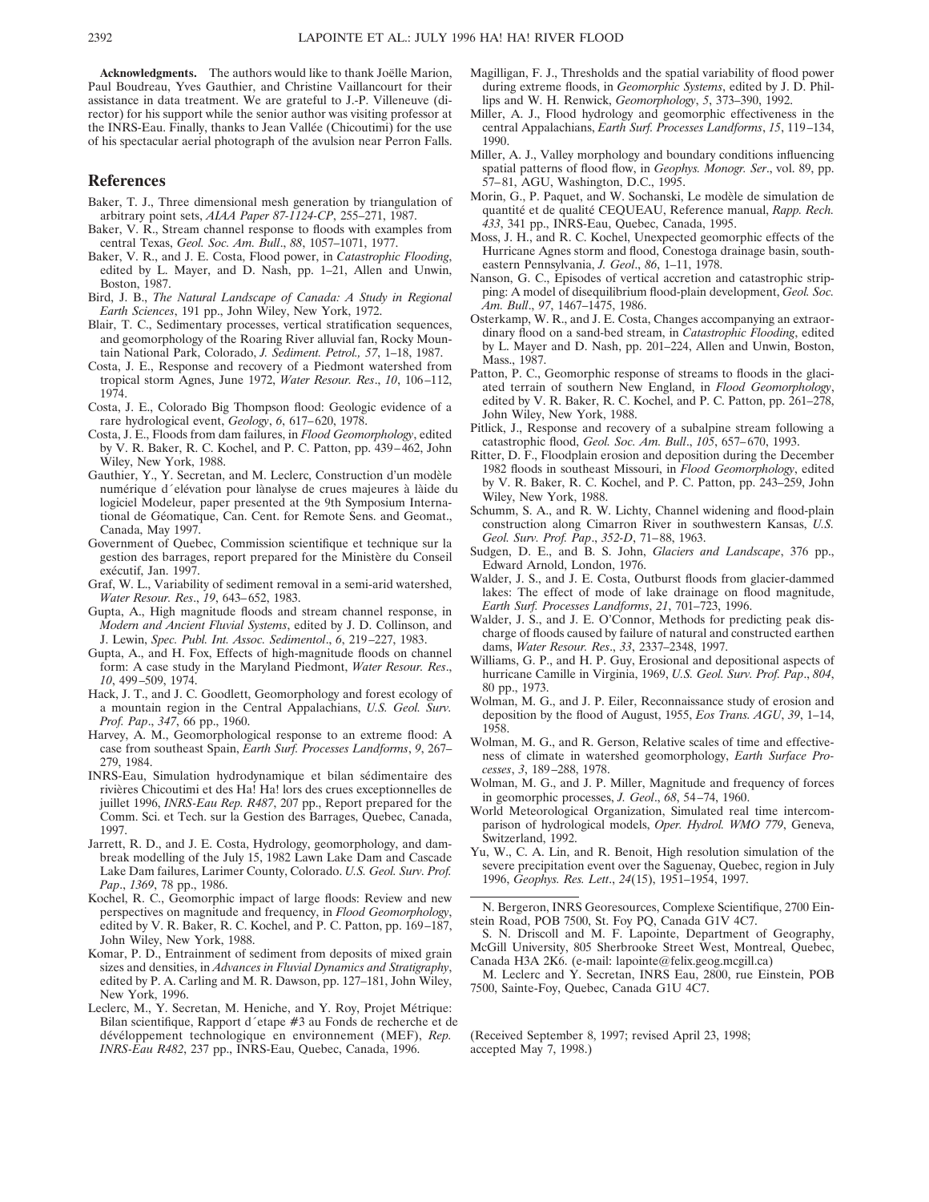**Acknowledgments.** The authors would like to thank Joëlle Marion, Paul Boudreau, Yves Gauthier, and Christine Vaillancourt for their assistance in data treatment. We are grateful to J.-P. Villeneuve (director) for his support while the senior author was visiting professor at the INRS-Eau. Finally, thanks to Jean Vallée (Chicoutimi) for the use of his spectacular aerial photograph of the avulsion near Perron Falls.

## References

Baker, T. J., Three dimensional mesh generation by triangulation of arbitrary point sets, *AIAA Paper 87-1124-CP*, 255–271, 1987.

Baker, V. R., Stream channel response to floods with examples from central Texas, *Geol. Soc. Am. Bull*., *88*, 1057–1071, 1977.

Baker, V. R., and J. E. Costa, Flood power, in *Catastrophic Flooding*, edited by L. Mayer and D. Nash, pp. 1–21, Allen and Unwin, Boston, 1987.

Bird, J. B., *The Natural Landscape of Canada: A Study in Regional Earth Sciences*, 191 pp., John Wiley, New York, 1972.

Blair, T. C., Sedimentary processes, vertical stratification sequences, and geomorphology of the Roaring River alluvial fan, Rocky Mountain National Park, Colorado, *J. Sediment. Petrol., 57*, 1–18, 1987.

Costa, J. E., Response and recovery of a Piedmont watershed from tropical storm Agnes, June 1972, *Water Resour. Res*., *10*, 106–112, 1974.

Costa, J. E., Colorado Big Thompson flood: Geologic evidence of a rare hydrological event, *Geology*, *6*, 617–620, 1978.

Costa, J. E., Floods from dam failures, in *Flood Geomorphology*, edited by V. R. Baker, R. C. Kochel, and P. C. Patton, pp. 439–462, John Wiley, New York, 1988.

Gauthier, Y., Y. Secretan, and M. Leclerc, Construction d'un modèle numérique d´elévation pour lànalyse de crues majeures à làide du logiciel Modeleur, paper presented at the 9th Symposium International de Géomatique, Can. Cent. for Remote Sens. and Geomat., Canada, May 1997.

Government of Quebec, Commission scientifique et technique sur la gestion des barrages, report prepared for the Ministère du Conseil exécutif, Jan. 1997.

Graf, W. L., Variability of sediment removal in a semi-arid watershed, *Water Resour. Res*., *19*, 643–652, 1983.

Gupta, A., High magnitude floods and stream channel response, in *Modern and Ancient Fluvial Systems*, edited by J. D. Collinson, and J. Lewin, *Spec. Publ. Int. Assoc. Sedimentol*., *6*, 219–227, 1983.

Gupta, A., and H. Fox, Effects of high-magnitude floods on channel form: A case study in the Maryland Piedmont, *Water Resour. Res*., *10*, 499–509, 1974.

Hack, J. T., and J. C. Goodlett, Geomorphology and forest ecology of a mountain region in the Central Appalachians, *U.S. Geol. Surv. Prof. Pap*., *347*, 66 pp., 1960.

Harvey, A. M., Geomorphological response to an extreme flood: A case from southeast Spain, *Earth Surf. Processes Landforms*, *9*, 267–279, 1984.

INRS-Eau, Simulation hydrodynamique et bilan sédimentaire des rivières Chicoutimi et des Ha! Ha! lors des crues exceptionnelles de juillet 1996, *INRS-Eau Rep. R487*, 207 pp., Report prepared for the Comm. Sci. et Tech. sur la Gestion des Barrages, Quebec, Canada, 1997.

Jarrett, R. D., and J. E. Costa, Hydrology, geomorphology, and dambreak modelling of the July 15, 1982 Lawn Lake Dam and Cascade Lake Dam failures, Larimer County, Colorado. *U.S. Geol. Surv. Prof. Pap*., *1369*, 78 pp., 1986.

Kochel, R. C., Geomorphic impact of large floods: Review and new perspectives on magnitude and frequency, in *Flood Geomorphology*, edited by V. R. Baker, R. C. Kochel, and P. C. Patton, pp. 169–187, John Wiley, New York, 1988.

Komar, P. D., Entrainment of sediment from deposits of mixed grain sizes and densities, in *Advances in Fluvial Dynamics and Stratigraphy*, edited by P. A. Carling and M. R. Dawson, pp. 127–181, John Wiley, New York, 1996.

Leclerc, M., Y. Secretan, M. Heniche, and Y. Roy, Projet Métrique: Bilan scientifique, Rapport d´etape #3 au Fonds de recherche et de dévéloppement technologique en environnement (MEF), *Rep. INRS-Eau R482*, 237 pp., INRS-Eau, Quebec, Canada, 1996.

Magilligan, F. J., Thresholds and the spatial variability of flood power during extreme floods, in *Geomorphic Systems*, edited by J. D. Phillips and W. H. Renwick, *Geomorphology*, *5*, 373–390, 1992.

Miller, A. J., Flood hydrology and geomorphic effectiveness in the central Appalachians, *Earth Surf. Processes Landforms*, *15*, 119–134, 1990.

Miller, A. J., Valley morphology and boundary conditions influencing spatial patterns of flood flow, in *Geophys. Monogr. Ser*., vol. 89, pp. 57–81, AGU, Washington, D.C., 1995.

Morin, G., P. Paquet, and W. Sochanski, Le modèle de simulation de quantité et de qualité CEQUEAU, Reference manual, *Rapp. Rech. 433*, 341 pp., INRS-Eau, Quebec, Canada, 1995.

Moss, J. H., and R. C. Kochel, Unexpected geomorphic effects of the Hurricane Agnes storm and flood, Conestoga drainage basin, southeastern Pennsylvania, *J. Geol*., *86*, 1–11, 1978.

Nanson, G. C., Episodes of vertical accretion and catastrophic stripping: A model of disequilibrium flood-plain development, *Geol. Soc. Am. Bull*., *97*, 1467–1475, 1986.

Osterkamp, W. R., and J. E. Costa, Changes accompanying an extraordinary flood on a sand-bed stream, in *Catastrophic Flooding*, edited by L. Mayer and D. Nash, pp. 201–224, Allen and Unwin, Boston, Mass., 1987.

Patton, P. C., Geomorphic response of streams to floods in the glaciated terrain of southern New England, in *Flood Geomorphology*, edited by V. R. Baker, R. C. Kochel, and P. C. Patton, pp. 261–278, John Wiley, New York, 1988.

Pitlick, J., Response and recovery of a subalpine stream following a catastrophic flood, *Geol. Soc. Am. Bull*., *105*, 657–670, 1993.

Ritter, D. F., Floodplain erosion and deposition during the December 1982 floods in southeast Missouri, in *Flood Geomorphology*, edited by V. R. Baker, R. C. Kochel, and P. C. Patton, pp. 243–259, John Wiley, New York, 1988.

Schumm, S. A., and R. W. Lichty, Channel widening and flood-plain construction along Cimarron River in southwestern Kansas, *U.S. Geol. Surv. Prof. Pap*., *352-D*, 71–88, 1963.

Sudgen, D. E., and B. S. John, *Glaciers and Landscape*, 376 pp., Edward Arnold, London, 1976.

Walder, J. S., and J. E. Costa, Outburst floods from glacier-dammed lakes: The effect of mode of lake drainage on flood magnitude, *Earth Surf. Processes Landforms*, *21*, 701–723, 1996.

Walder, J. S., and J. E. O'Connor, Methods for predicting peak discharge of floods caused by failure of natural and constructed earthen dams, *Water Resour. Res*., *33*, 2337–2348, 1997.

Williams, G. P., and H. P. Guy, Erosional and depositional aspects of hurricane Camille in Virginia, 1969, *U.S. Geol. Surv. Prof. Pap*., *804*, 80 pp., 1973.

Wolman, M. G., and J. P. Eiler, Reconnaissance study of erosion and deposition by the flood of August, 1955, *Eos Trans. AGU*, *39*, 1–14, 1958.

Wolman, M. G., and R. Gerson, Relative scales of time and effectiveness of climate in watershed geomorphology, *Earth Surface Processes*, *3*, 189–288, 1978.

Wolman, M. G., and J. P. Miller, Magnitude and frequency of forces in geomorphic processes, *J. Geol*., *68*, 54–74, 1960.

World Meteorological Organization, Simulated real time intercomparison of hydrological models, *Oper. Hydrol. WMO 779*, Geneva, Switzerland, 1992.

Yu, W., C. A. Lin, and R. Benoit, High resolution simulation of the severe precipitation event over the Saguenay, Quebec, region in July 1996, *Geophys. Res. Lett*., *24*(15), 1951–1954, 1997.

---

N. Bergeron, INRS Georesources, Complexe Scientifique, 2700 Einstein Road, POB 7500, St. Foy PQ, Canada G1V 4C7.

S. N. Driscoll and M. F. Lapointe, Department of Geography, McGill University, 805 Sherbrooke Street West, Montreal, Quebec, Canada H3A 2K6. (e-mail: lapointe@felix.geog.mcgill.ca)

M. Leclerc and Y. Secretan, INRS Eau, 2800, rue Einstein, POB 7500, Sainte-Foy, Quebec, Canada G1U 4C7.

(Received September 8, 1997; revised April 23, 1998; accepted May 7, 1998.)